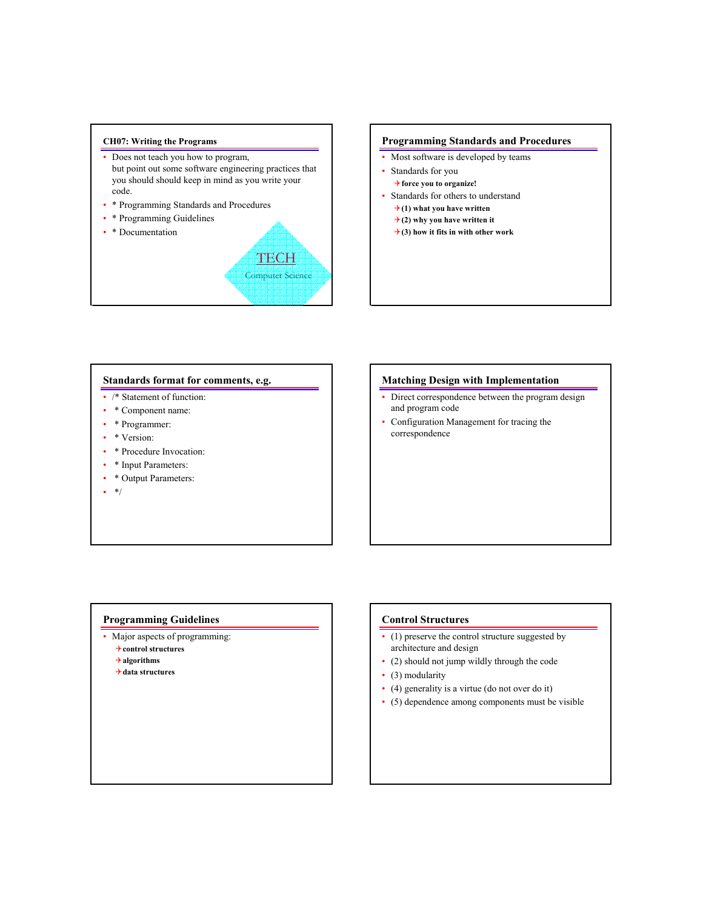## CH07: Writing the Programs

- Does not teach you how to program, but point out some software engineering practices that you should should keep in mind as you write your code.
- * Programming Standards and Procedures
- * Programming Guidelines
- * Documentation

TECH

Computer Science

## Programming Standards and Procedures

- Most software is developed by teams
- Standards for you
  - **force you to organize!**
- Standards for others to understand
  - **(1) what you have written**
  - **(2) why you have written it**
  - **(3) how it fits in with other work**

## Standards format for comments, e.g.

- /* Statement of function:
- * Component name:
- * Programmer:
- * Version:
- * Procedure Invocation:
- * Input Parameters:
- * Output Parameters:
- */

## Matching Design with Implementation

- Direct correspondence between the program design and program code
- Configuration Management for tracing the correspondence

## Programming Guidelines

- Major aspects of programming:
  - **control structures**
  - **algorithms**
  - **data structures**

## Control Structures

- (1) preserve the control structure suggested by architecture and design
- (2) should not jump wildly through the code
- (3) modularity
- (4) generality is a virtue (do not over do it)
- (5) dependence among components must be visible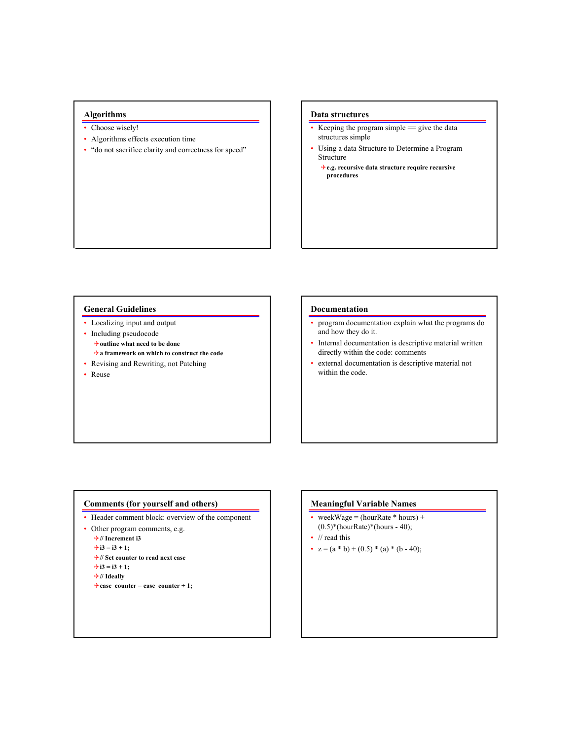## Algorithms

- Choose wisely!
- Algorithms effects execution time
- "do not sacrifice clarity and correctness for speed"

## Data structures

- Keeping the program simple == give the data structures simple
- Using a data Structure to Determine a Program Structure
  - **e.g. recursive data structure require recursive procedures**

## General Guidelines

- Localizing input and output
- Including pseudocode
  - **outline what need to be done**
  - **a framework on which to construct the code**
- Revising and Rewriting, not Patching
- Reuse

## Documentation

- program documentation explain what the programs do and how they do it.
- Internal documentation is descriptive material written directly within the code: comments
- external documentation is descriptive material not within the code.

## Comments (for yourself and others)

- Header comment block: overview of the component
- Other program comments, e.g.
  - **// Increment i3**
  - **i3 = i3 + 1;**
  - **// Set counter to read next case**
  - **i3 = i3 + 1;**
  - **// Ideally**
  - **case_counter = case_counter + 1;**

## Meaningful Variable Names

- weekWage = (hourRate * hours) + (0.5)*(hourRate)*(hours - 40);
- // read this
- z = (a * b) + (0.5) * (a) * (b - 40);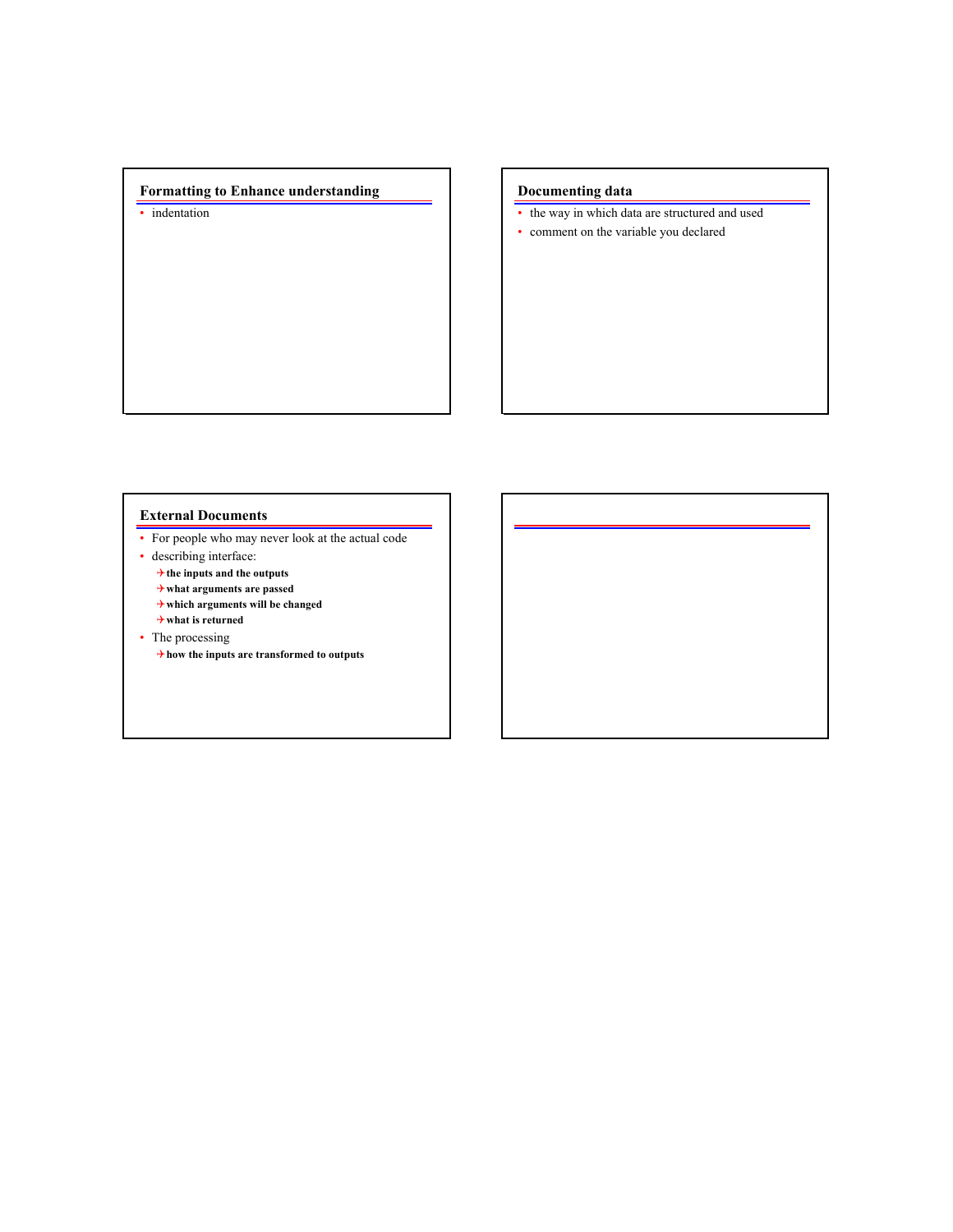## Formatting to Enhance understanding

- indentation

## Documenting data

- the way in which data are structured and used
- comment on the variable you declared

## External Documents

- For people who may never look at the actual code
- describing interface:
  - **the inputs and the outputs**
  - **what arguments are passed**
  - **which arguments will be changed**
  - **what is returned**
- The processing
  - **how the inputs are transformed to outputs**